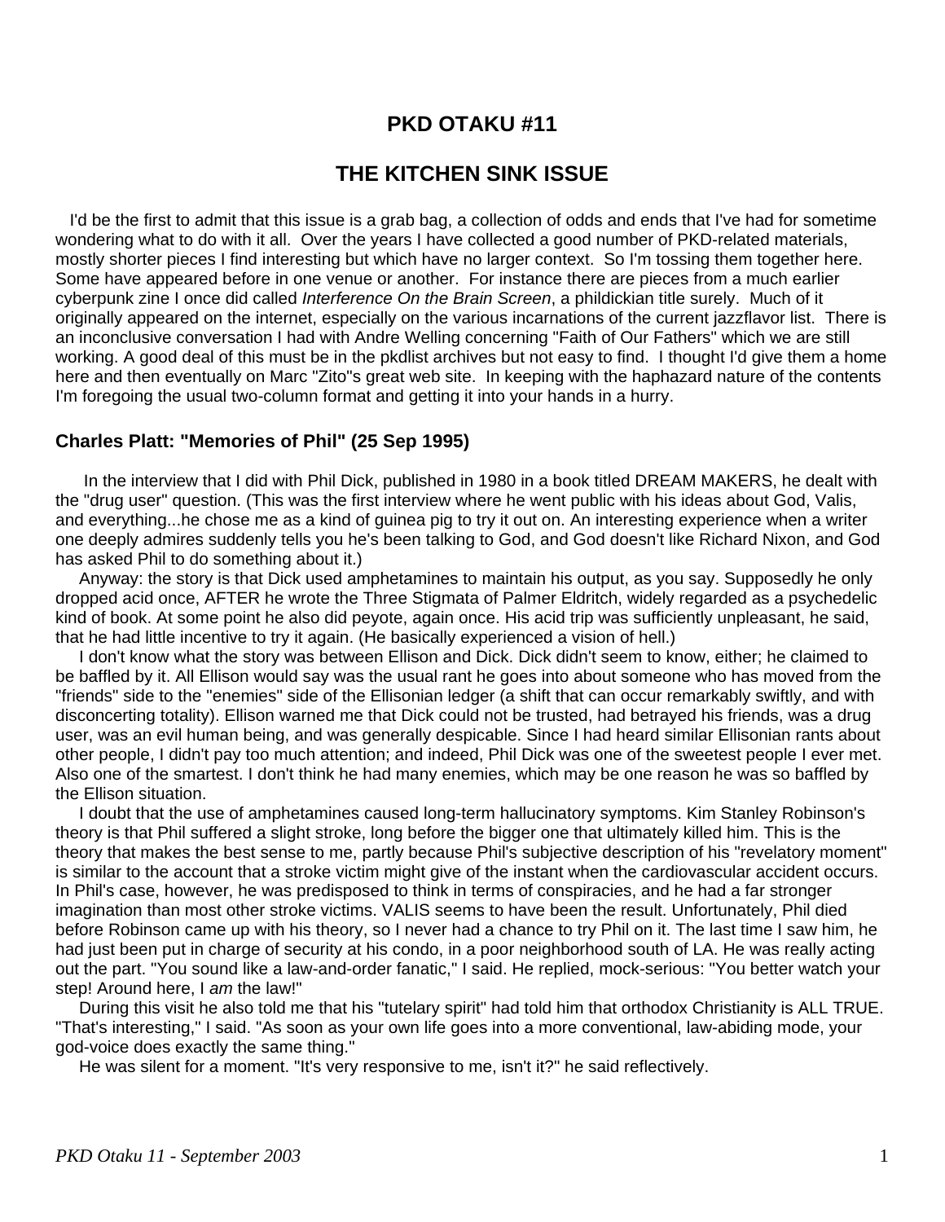# PKD OTAKU #11

# THE KITCHEN SINK ISSUE

I'd be the first to admit that this issue is a grab bag, a collection of odds and ends that I've had for sometime wondering what to do with it all. Over the years I have collected a good number of PKD-related materials, mostly shorter pieces I find interesting but which have no larger context. So I'm tossing them together here. Some have appeared before in one venue or another. For instance there are pieces from a much earlier cyberpunk zine I once did called *Interference On the Brain Screen*, a phildickian title surely. Much of it originally appeared on the internet, especially on the various incarnations of the current jazzflavor list. There is an inconclusive conversation I had with Andre Welling concerning "Faith of Our Fathers" which we are still working. A good deal of this must be in the pkdlist archives but not easy to find. I thought I'd give them a home here and then eventually on Marc "Zito"s great web site. In keeping with the haphazard nature of the contents I'm foregoing the usual two-column format and getting it into your hands in a hurry.

### Charles Platt: "Memories of Phil" (25 Sep 1995)

In the interview that I did with Phil Dick, published in 1980 in a book titled DREAM MAKERS, he dealt with the "drug user" question. (This was the first interview where he went public with his ideas about God, Valis, and everything...he chose me as a kind of guinea pig to try it out on. An interesting experience when a writer one deeply admires suddenly tells you he's been talking to God, and God doesn't like Richard Nixon, and God has asked Phil to do something about it.)

Anyway: the story is that Dick used amphetamines to maintain his output, as you say. Supposedly he only dropped acid once, AFTER he wrote the Three Stigmata of Palmer Eldritch, widely regarded as a psychedelic kind of book. At some point he also did peyote, again once. His acid trip was sufficiently unpleasant, he said, that he had little incentive to try it again. (He basically experienced a vision of hell.)

I don't know what the story was between Ellison and Dick. Dick didn't seem to know, either; he claimed to be baffled by it. All Ellison would say was the usual rant he goes into about someone who has moved from the "friends" side to the "enemies" side of the Ellisonian ledger (a shift that can occur remarkably swiftly, and with disconcerting totality). Ellison warned me that Dick could not be trusted, had betrayed his friends, was a drug user, was an evil human being, and was generally despicable. Since I had heard similar Ellisonian rants about other people, I didn't pay too much attention; and indeed, Phil Dick was one of the sweetest people I ever met. Also one of the smartest. I don't think he had many enemies, which may be one reason he was so baffled by the Ellison situation.

I doubt that the use of amphetamines caused long-term hallucinatory symptoms. Kim Stanley Robinson's theory is that Phil suffered a slight stroke, long before the bigger one that ultimately killed him. This is the theory that makes the best sense to me, partly because Phil's subjective description of his "revelatory moment" is similar to the account that a stroke victim might give of the instant when the cardiovascular accident occurs. In Phil's case, however, he was predisposed to think in terms of conspiracies, and he had a far stronger imagination than most other stroke victims. VALIS seems to have been the result. Unfortunately, Phil died before Robinson came up with his theory, so I never had a chance to try Phil on it. The last time I saw him, he had just been put in charge of security at his condo, in a poor neighborhood south of LA. He was really acting out the part. "You sound like a law-and-order fanatic," I said. He replied, mock-serious: "You better watch your step! Around here, I *am* the law!"

During this visit he also told me that his "tutelary spirit" had told him that orthodox Christianity is ALL TRUE. "That's interesting," I said. "As soon as your own life goes into a more conventional, law-abiding mode, your god-voice does exactly the same thing."

He was silent for a moment. "It's very responsive to me, isn't it?" he said reflectively.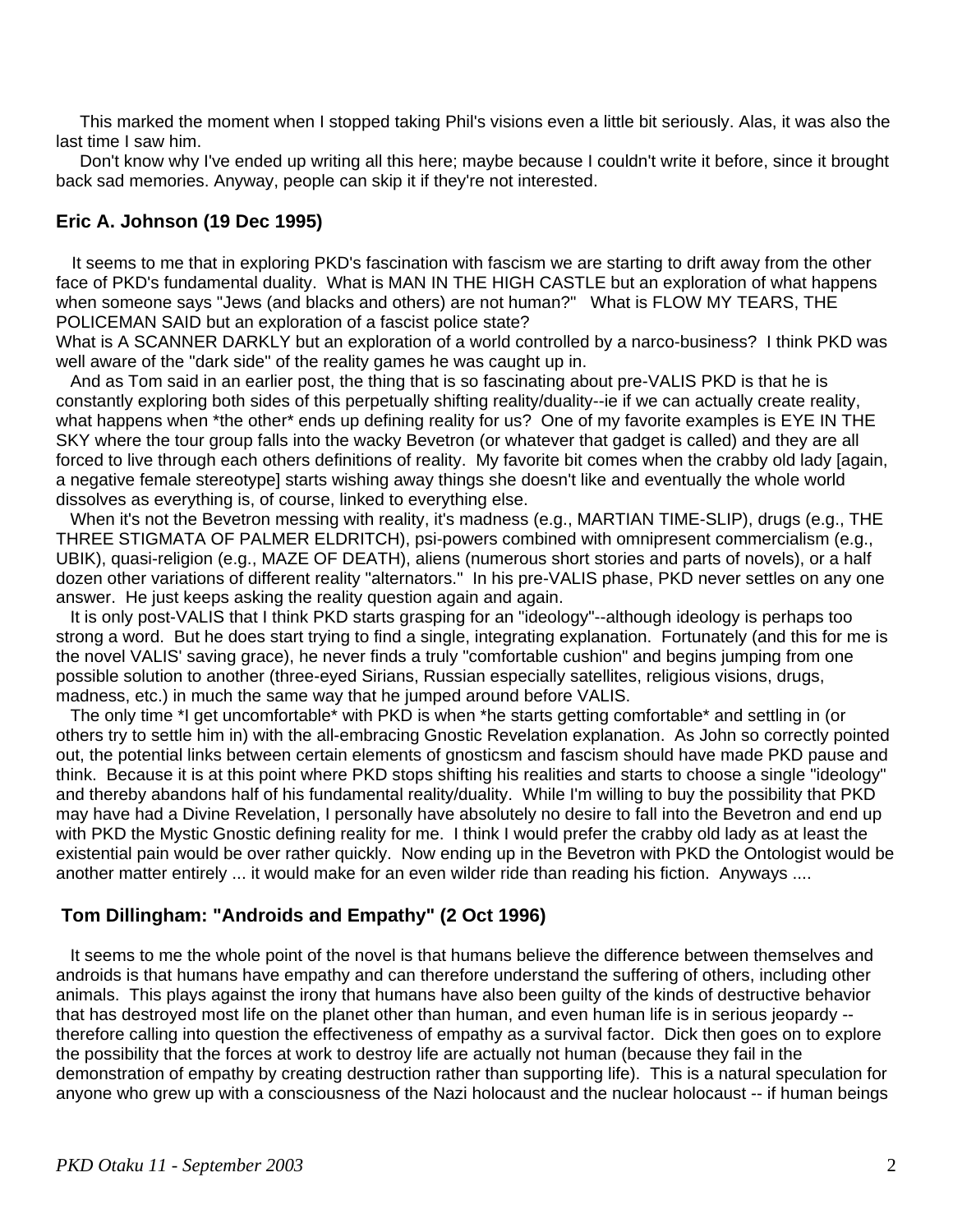This marked the moment when I stopped taking Phil's visions even a little bit seriously. Alas, it was also the last time I saw him.

Don't know why I've ended up writing all this here; maybe because I couldn't write it before, since it brought back sad memories. Anyway, people can skip it if they're not interested.

### Eric A. Johnson (19 Dec 1995)

It seems to me that in exploring PKD's fascination with fascism we are starting to drift away from the other face of PKD's fundamental duality. What is MAN IN THE HIGH CASTLE but an exploration of what happens when someone says "Jews (and blacks and others) are not human?" What is FLOW MY TEARS, THE POLICEMAN SAID but an exploration of a fascist police state?
What is A SCANNER DARKLY but an exploration of a world controlled by a narco-business? I think PKD was well aware of the "dark side" of the reality games he was caught up in.

And as Tom said in an earlier post, the thing that is so fascinating about pre-VALIS PKD is that he is constantly exploring both sides of this perpetually shifting reality/duality--ie if we can actually create reality, what happens when *the other* ends up defining reality for us? One of my favorite examples is EYE IN THE SKY where the tour group falls into the wacky Bevetron (or whatever that gadget is called) and they are all forced to live through each others definitions of reality. My favorite bit comes when the crabby old lady [again, a negative female stereotype] starts wishing away things she doesn't like and eventually the whole world dissolves as everything is, of course, linked to everything else.

When it's not the Bevetron messing with reality, it's madness (e.g., MARTIAN TIME-SLIP), drugs (e.g., THE THREE STIGMATA OF PALMER ELDRITCH), psi-powers combined with omnipresent commercialism (e.g., UBIK), quasi-religion (e.g., MAZE OF DEATH), aliens (numerous short stories and parts of novels), or a half dozen other variations of different reality "alternators." In his pre-VALIS phase, PKD never settles on any one answer. He just keeps asking the reality question again and again.

It is only post-VALIS that I think PKD starts grasping for an "ideology"--although ideology is perhaps too strong a word. But he does start trying to find a single, integrating explanation. Fortunately (and this for me is the novel VALIS' saving grace), he never finds a truly "comfortable cushion" and begins jumping from one possible solution to another (three-eyed Sirians, Russian especially satellites, religious visions, drugs, madness, etc.) in much the same way that he jumped around before VALIS.

The only time *I get uncomfortable* with PKD is when *he starts getting comfortable* and settling in (or others try to settle him in) with the all-embracing Gnostic Revelation explanation. As John so correctly pointed out, the potential links between certain elements of gnosticsm and fascism should have made PKD pause and think. Because it is at this point where PKD stops shifting his realities and starts to choose a single "ideology" and thereby abandons half of his fundamental reality/duality. While I'm willing to buy the possibility that PKD may have had a Divine Revelation, I personally have absolutely no desire to fall into the Bevetron and end up with PKD the Mystic Gnostic defining reality for me. I think I would prefer the crabby old lady as at least the existential pain would be over rather quickly. Now ending up in the Bevetron with PKD the Ontologist would be another matter entirely ... it would make for an even wilder ride than reading his fiction. Anyways ....

### Tom Dillingham: "Androids and Empathy" (2 Oct 1996)

It seems to me the whole point of the novel is that humans believe the difference between themselves and androids is that humans have empathy and can therefore understand the suffering of others, including other animals. This plays against the irony that humans have also been guilty of the kinds of destructive behavior that has destroyed most life on the planet other than human, and even human life is in serious jeopardy -- therefore calling into question the effectiveness of empathy as a survival factor. Dick then goes on to explore the possibility that the forces at work to destroy life are actually not human (because they fail in the demonstration of empathy by creating destruction rather than supporting life). This is a natural speculation for anyone who grew up with a consciousness of the Nazi holocaust and the nuclear holocaust -- if human beings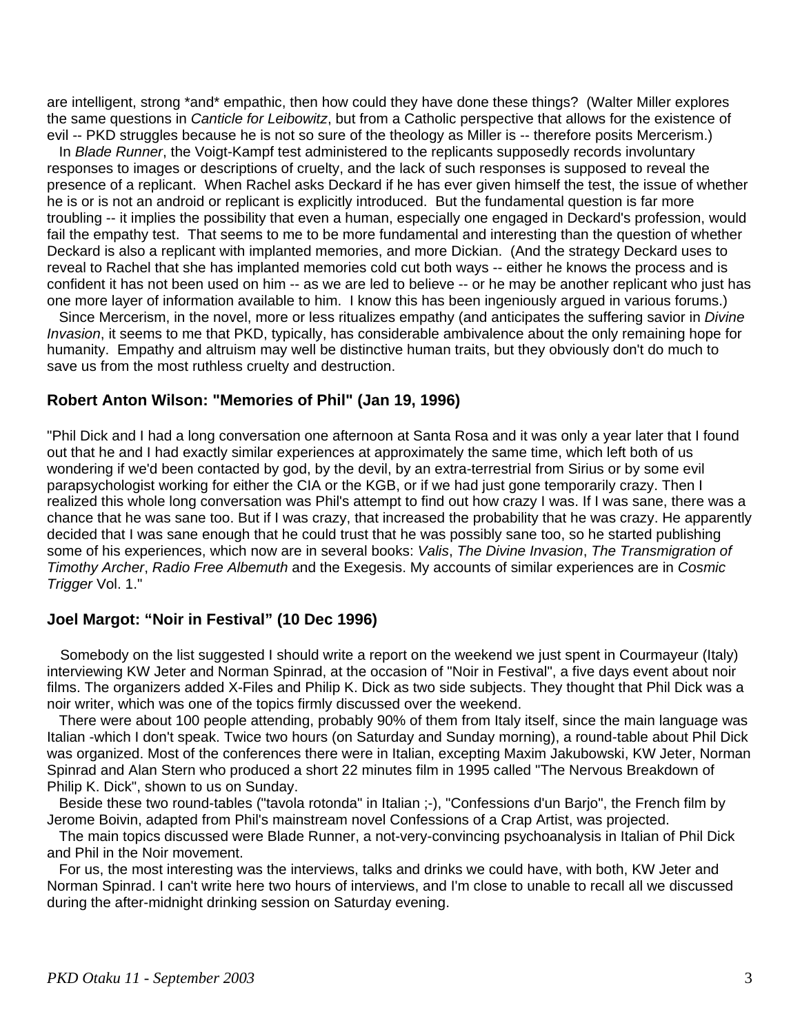are intelligent, strong *and* empathic, then how could they have done these things? (Walter Miller explores the same questions in *Canticle for Leibowitz*, but from a Catholic perspective that allows for the existence of evil -- PKD struggles because he is not so sure of the theology as Miller is -- therefore posits Mercerism.)

In *Blade Runner*, the Voigt-Kampf test administered to the replicants supposedly records involuntary responses to images or descriptions of cruelty, and the lack of such responses is supposed to reveal the presence of a replicant. When Rachel asks Deckard if he has ever given himself the test, the issue of whether he is or is not an android or replicant is explicitly introduced. But the fundamental question is far more troubling -- it implies the possibility that even a human, especially one engaged in Deckard's profession, would fail the empathy test. That seems to me to be more fundamental and interesting than the question of whether Deckard is also a replicant with implanted memories, and more Dickian. (And the strategy Deckard uses to reveal to Rachel that she has implanted memories cold cut both ways -- either he knows the process and is confident it has not been used on him -- as we are led to believe -- or he may be another replicant who just has one more layer of information available to him. I know this has been ingeniously argued in various forums.)

Since Mercerism, in the novel, more or less ritualizes empathy (and anticipates the suffering savior in *Divine Invasion*, it seems to me that PKD, typically, has considerable ambivalence about the only remaining hope for humanity. Empathy and altruism may well be distinctive human traits, but they obviously don't do much to save us from the most ruthless cruelty and destruction.

## Robert Anton Wilson: "Memories of Phil" (Jan 19, 1996)

"Phil Dick and I had a long conversation one afternoon at Santa Rosa and it was only a year later that I found out that he and I had exactly similar experiences at approximately the same time, which left both of us wondering if we'd been contacted by god, by the devil, by an extra-terrestrial from Sirius or by some evil parapsychologist working for either the CIA or the KGB, or if we had just gone temporarily crazy. Then I realized this whole long conversation was Phil's attempt to find out how crazy I was. If I was sane, there was a chance that he was sane too. But if I was crazy, that increased the probability that he was crazy. He apparently decided that I was sane enough that he could trust that he was possibly sane too, so he started publishing some of his experiences, which now are in several books: *Valis*, *The Divine Invasion*, *The Transmigration of Timothy Archer*, *Radio Free Albemuth* and the Exegesis. My accounts of similar experiences are in *Cosmic Trigger* Vol. 1."

## Joel Margot: "Noir in Festival" (10 Dec 1996)

Somebody on the list suggested I should write a report on the weekend we just spent in Courmayeur (Italy) interviewing KW Jeter and Norman Spinrad, at the occasion of "Noir in Festival", a five days event about noir films. The organizers added X-Files and Philip K. Dick as two side subjects. They thought that Phil Dick was a noir writer, which was one of the topics firmly discussed over the weekend.

There were about 100 people attending, probably 90% of them from Italy itself, since the main language was Italian -which I don't speak. Twice two hours (on Saturday and Sunday morning), a round-table about Phil Dick was organized. Most of the conferences there were in Italian, excepting Maxim Jakubowski, KW Jeter, Norman Spinrad and Alan Stern who produced a short 22 minutes film in 1995 called "The Nervous Breakdown of Philip K. Dick", shown to us on Sunday.

Beside these two round-tables ("tavola rotonda" in Italian ;-), "Confessions d'un Barjo", the French film by Jerome Boivin, adapted from Phil's mainstream novel Confessions of a Crap Artist, was projected.

The main topics discussed were Blade Runner, a not-very-convincing psychoanalysis in Italian of Phil Dick and Phil in the Noir movement.

For us, the most interesting was the interviews, talks and drinks we could have, with both, KW Jeter and Norman Spinrad. I can't write here two hours of interviews, and I'm close to unable to recall all we discussed during the after-midnight drinking session on Saturday evening.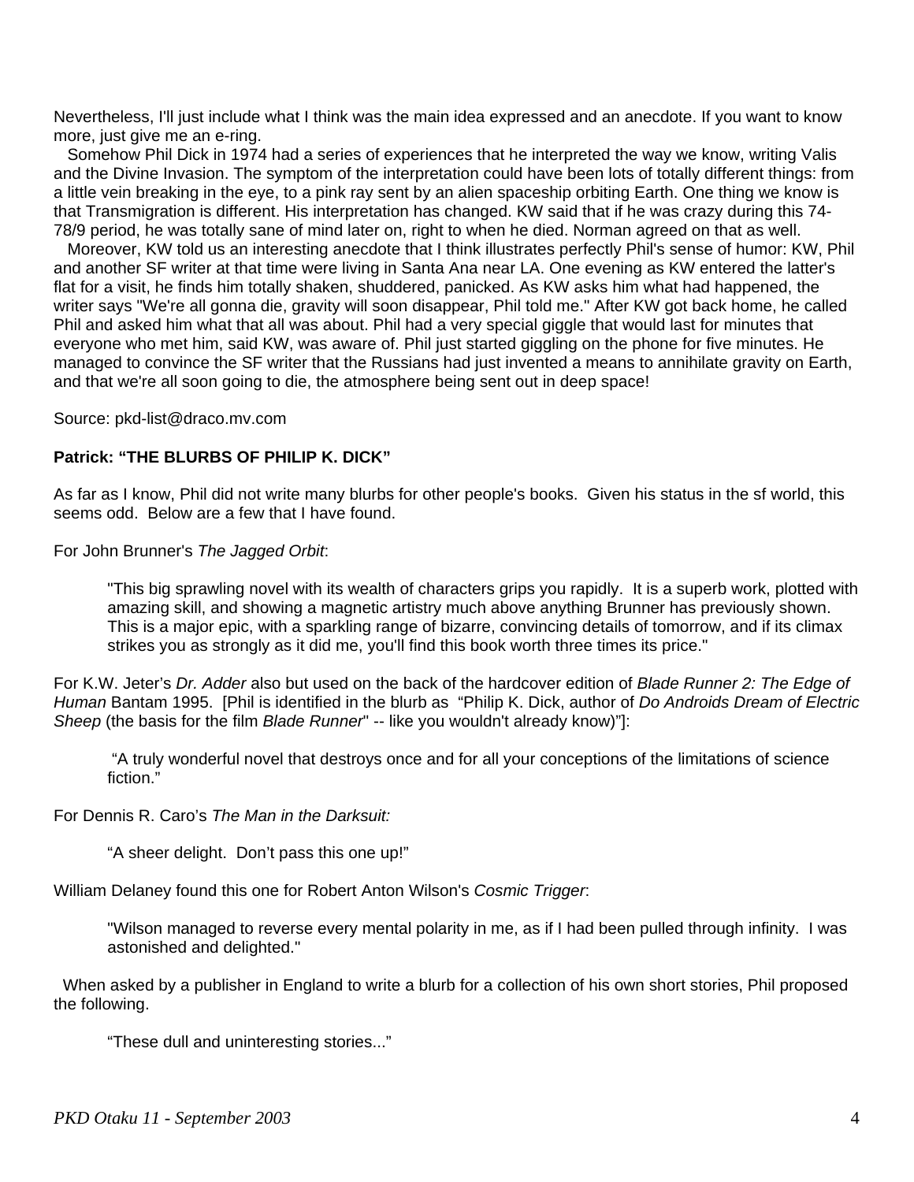Nevertheless, I'll just include what I think was the main idea expressed and an anecdote. If you want to know more, just give me an e-ring.

Somehow Phil Dick in 1974 had a series of experiences that he interpreted the way we know, writing Valis and the Divine Invasion. The symptom of the interpretation could have been lots of totally different things: from a little vein breaking in the eye, to a pink ray sent by an alien spaceship orbiting Earth. One thing we know is that Transmigration is different. His interpretation has changed. KW said that if he was crazy during this 74-78/9 period, he was totally sane of mind later on, right to when he died. Norman agreed on that as well.

Moreover, KW told us an interesting anecdote that I think illustrates perfectly Phil's sense of humor: KW, Phil and another SF writer at that time were living in Santa Ana near LA. One evening as KW entered the latter's flat for a visit, he finds him totally shaken, shuddered, panicked. As KW asks him what had happened, the writer says "We're all gonna die, gravity will soon disappear, Phil told me." After KW got back home, he called Phil and asked him what that all was about. Phil had a very special giggle that would last for minutes that everyone who met him, said KW, was aware of. Phil just started giggling on the phone for five minutes. He managed to convince the SF writer that the Russians had just invented a means to annihilate gravity on Earth, and that we're all soon going to die, the atmosphere being sent out in deep space!

Source: pkd-list@draco.mv.com

**Patrick: "THE BLURBS OF PHILIP K. DICK"**

As far as I know, Phil did not write many blurbs for other people's books. Given his status in the sf world, this seems odd. Below are a few that I have found.

For John Brunner's *The Jagged Orbit*:

> "This big sprawling novel with its wealth of characters grips you rapidly. It is a superb work, plotted with amazing skill, and showing a magnetic artistry much above anything Brunner has previously shown. This is a major epic, with a sparkling range of bizarre, convincing details of tomorrow, and if its climax strikes you as strongly as it did me, you'll find this book worth three times its price."

For K.W. Jeter's *Dr. Adder* also but used on the back of the hardcover edition of *Blade Runner 2: The Edge of Human* Bantam 1995. [Phil is identified in the blurb as "Philip K. Dick, author of *Do Androids Dream of Electric Sheep* (the basis for the film *Blade Runner*" -- like you wouldn't already know)"]:

> "A truly wonderful novel that destroys once and for all your conceptions of the limitations of science fiction."

For Dennis R. Caro's *The Man in the Darksuit:*

> "A sheer delight. Don't pass this one up!"

William Delaney found this one for Robert Anton Wilson's *Cosmic Trigger*:

> "Wilson managed to reverse every mental polarity in me, as if I had been pulled through infinity. I was astonished and delighted."

When asked by a publisher in England to write a blurb for a collection of his own short stories, Phil proposed the following.

> "These dull and uninteresting stories..."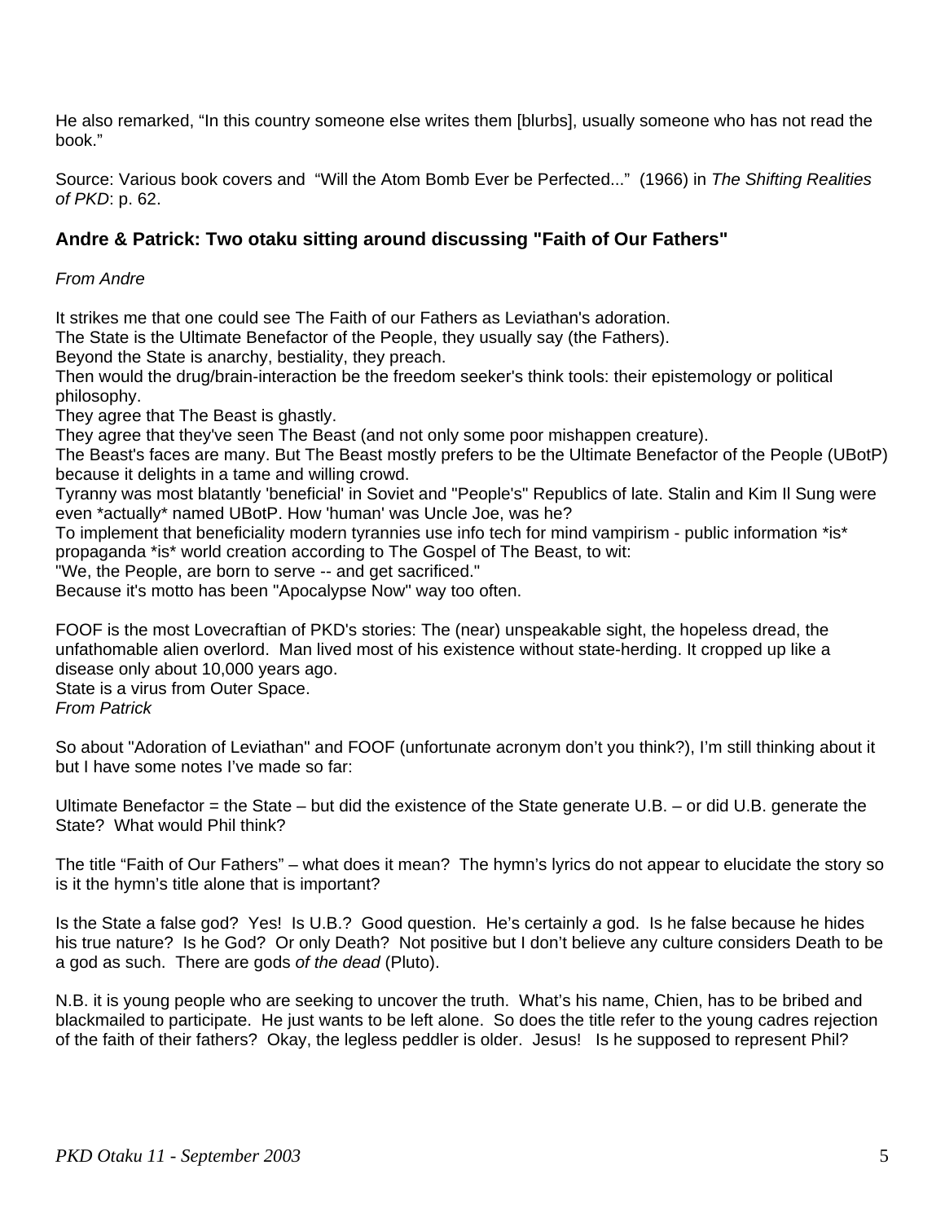He also remarked, "In this country someone else writes them [blurbs], usually someone who has not read the book."

Source: Various book covers and "Will the Atom Bomb Ever be Perfected..." (1966) in *The Shifting Realities of PKD*: p. 62.

### Andre & Patrick: Two otaku sitting around discussing "Faith of Our Fathers"

*From Andre*

It strikes me that one could see The Faith of our Fathers as Leviathan's adoration.
The State is the Ultimate Benefactor of the People, they usually say (the Fathers).
Beyond the State is anarchy, bestiality, they preach.
Then would the drug/brain-interaction be the freedom seeker's think tools: their epistemology or political philosophy.
They agree that The Beast is ghastly.
They agree that they've seen The Beast (and not only some poor mishappen creature).
The Beast's faces are many. But The Beast mostly prefers to be the Ultimate Benefactor of the People (UBotP) because it delights in a tame and willing crowd.
Tyranny was most blatantly 'beneficial' in Soviet and "People's" Republics of late. Stalin and Kim Il Sung were even *actually* named UBotP. How 'human' was Uncle Joe, was he?
To implement that beneficiality modern tyrannies use info tech for mind vampirism - public information *is* propaganda *is* world creation according to The Gospel of The Beast, to wit:
"We, the People, are born to serve -- and get sacrificed."
Because it's motto has been "Apocalypse Now" way too often.

FOOF is the most Lovecraftian of PKD's stories: The (near) unspeakable sight, the hopeless dread, the unfathomable alien overlord. Man lived most of his existence without state-herding. It cropped up like a disease only about 10,000 years ago.
State is a virus from Outer Space.

*From Patrick*

So about "Adoration of Leviathan" and FOOF (unfortunate acronym don't you think?), I'm still thinking about it but I have some notes I've made so far:

Ultimate Benefactor = the State – but did the existence of the State generate U.B. – or did U.B. generate the State? What would Phil think?

The title "Faith of Our Fathers" – what does it mean? The hymn's lyrics do not appear to elucidate the story so is it the hymn's title alone that is important?

Is the State a false god? Yes! Is U.B.? Good question. He's certainly *a* god. Is he false because he hides his true nature? Is he God? Or only Death? Not positive but I don't believe any culture considers Death to be a god as such. There are gods *of the dead* (Pluto).

N.B. it is young people who are seeking to uncover the truth. What's his name, Chien, has to be bribed and blackmailed to participate. He just wants to be left alone. So does the title refer to the young cadres rejection of the faith of their fathers? Okay, the legless peddler is older. Jesus! Is he supposed to represent Phil?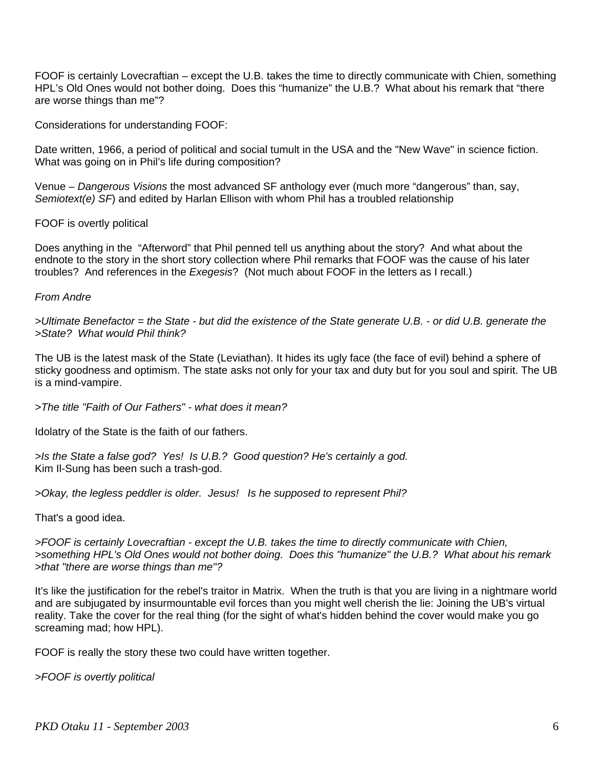FOOF is certainly Lovecraftian – except the U.B. takes the time to directly communicate with Chien, something HPL's Old Ones would not bother doing. Does this "humanize" the U.B.? What about his remark that "there are worse things than me"?

Considerations for understanding FOOF:

Date written, 1966, a period of political and social tumult in the USA and the "New Wave" in science fiction. What was going on in Phil's life during composition?

Venue – *Dangerous Visions* the most advanced SF anthology ever (much more "dangerous" than, say, *Semiotext(e) SF*) and edited by Harlan Ellison with whom Phil has a troubled relationship

FOOF is overtly political

Does anything in the "Afterword" that Phil penned tell us anything about the story? And what about the endnote to the story in the short story collection where Phil remarks that FOOF was the cause of his later troubles? And references in the *Exegesis*? (Not much about FOOF in the letters as I recall.)

*From Andre*

>*Ultimate Benefactor = the State - but did the existence of the State generate U.B. - or did U.B. generate the*
>*State? What would Phil think?*

The UB is the latest mask of the State (Leviathan). It hides its ugly face (the face of evil) behind a sphere of sticky goodness and optimism. The state asks not only for your tax and duty but for you soul and spirit. The UB is a mind-vampire.

>*The title "Faith of Our Fathers" - what does it mean?*

Idolatry of the State is the faith of our fathers.

>*Is the State a false god? Yes! Is U.B.? Good question? He's certainly a god.*
Kim Il-Sung has been such a trash-god.

>*Okay, the legless peddler is older. Jesus! Is he supposed to represent Phil?*

That's a good idea.

>*FOOF is certainly Lovecraftian - except the U.B. takes the time to directly communicate with Chien,*
>*something HPL's Old Ones would not bother doing. Does this "humanize" the U.B.? What about his remark*
>*that "there are worse things than me"?*

It's like the justification for the rebel's traitor in Matrix. When the truth is that you are living in a nightmare world and are subjugated by insurmountable evil forces than you might well cherish the lie: Joining the UB's virtual reality. Take the cover for the real thing (for the sight of what's hidden behind the cover would make you go screaming mad; how HPL).

FOOF is really the story these two could have written together.

>*FOOF is overtly political*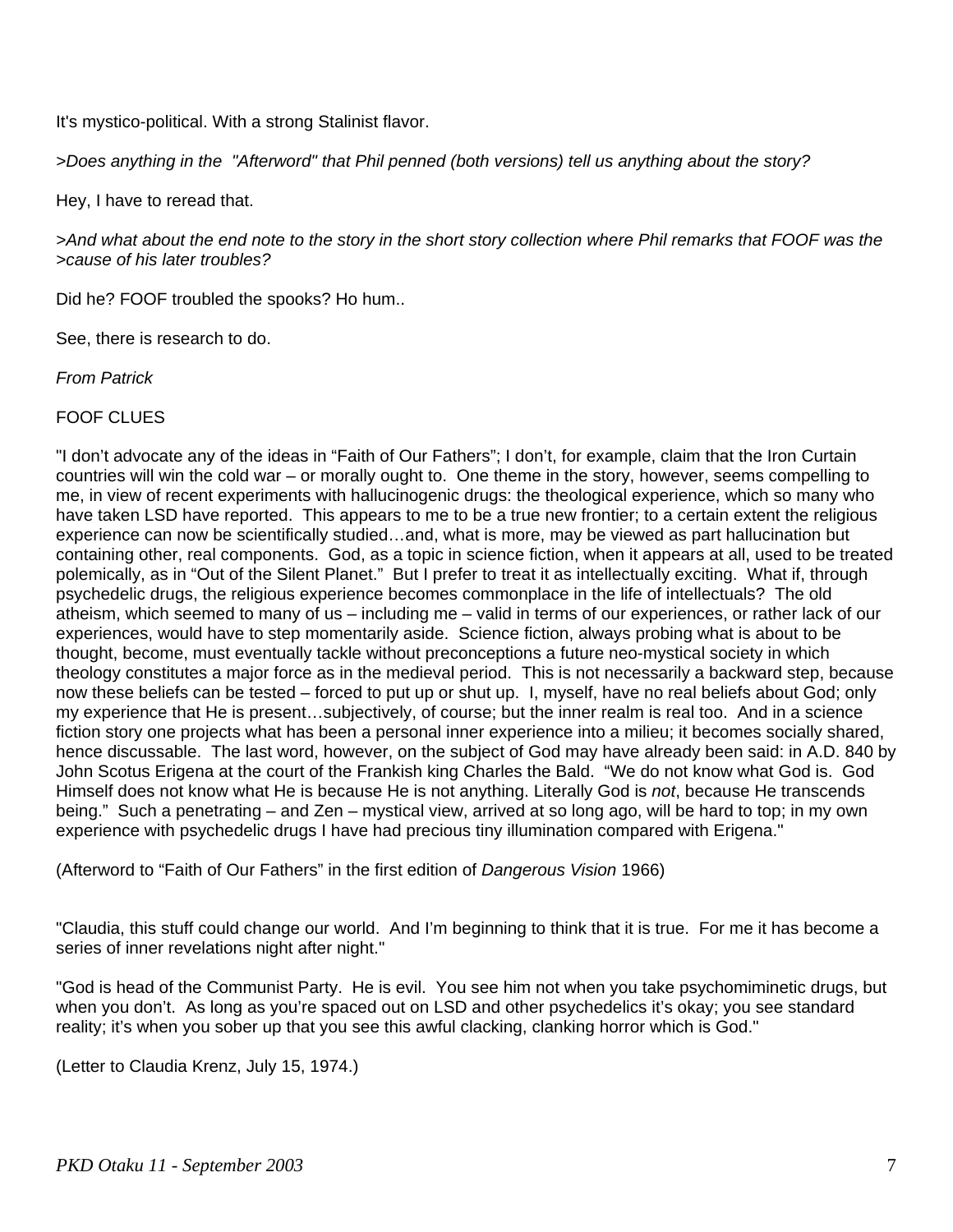It's mystico-political. With a strong Stalinist flavor.

>*Does anything in the "Afterword" that Phil penned (both versions) tell us anything about the story?*

Hey, I have to reread that.

>*And what about the end note to the story in the short story collection where Phil remarks that FOOF was the*
>*cause of his later troubles?*

Did he? FOOF troubled the spooks? Ho hum..

See, there is research to do.

*From Patrick*

FOOF CLUES

"I don't advocate any of the ideas in "Faith of Our Fathers"; I don't, for example, claim that the Iron Curtain countries will win the cold war – or morally ought to. One theme in the story, however, seems compelling to me, in view of recent experiments with hallucinogenic drugs: the theological experience, which so many who have taken LSD have reported. This appears to me to be a true new frontier; to a certain extent the religious experience can now be scientifically studied…and, what is more, may be viewed as part hallucination but containing other, real components. God, as a topic in science fiction, when it appears at all, used to be treated polemically, as in "Out of the Silent Planet." But I prefer to treat it as intellectually exciting. What if, through psychedelic drugs, the religious experience becomes commonplace in the life of intellectuals? The old atheism, which seemed to many of us – including me – valid in terms of our experiences, or rather lack of our experiences, would have to step momentarily aside. Science fiction, always probing what is about to be thought, become, must eventually tackle without preconceptions a future neo-mystical society in which theology constitutes a major force as in the medieval period. This is not necessarily a backward step, because now these beliefs can be tested – forced to put up or shut up. I, myself, have no real beliefs about God; only my experience that He is present…subjectively, of course; but the inner realm is real too. And in a science fiction story one projects what has been a personal inner experience into a milieu; it becomes socially shared, hence discussable. The last word, however, on the subject of God may have already been said: in A.D. 840 by John Scotus Erigena at the court of the Frankish king Charles the Bald. "We do not know what God is. God Himself does not know what He is because He is not anything. Literally God is *not*, because He transcends being." Such a penetrating – and Zen – mystical view, arrived at so long ago, will be hard to top; in my own experience with psychedelic drugs I have had precious tiny illumination compared with Erigena."

(Afterword to "Faith of Our Fathers" in the first edition of *Dangerous Vision* 1966)

"Claudia, this stuff could change our world. And I'm beginning to think that it is true. For me it has become a series of inner revelations night after night."

"God is head of the Communist Party. He is evil. You see him not when you take psychomiminetic drugs, but when you don't. As long as you're spaced out on LSD and other psychedelics it's okay; you see standard reality; it's when you sober up that you see this awful clacking, clanking horror which is God."

(Letter to Claudia Krenz, July 15, 1974.)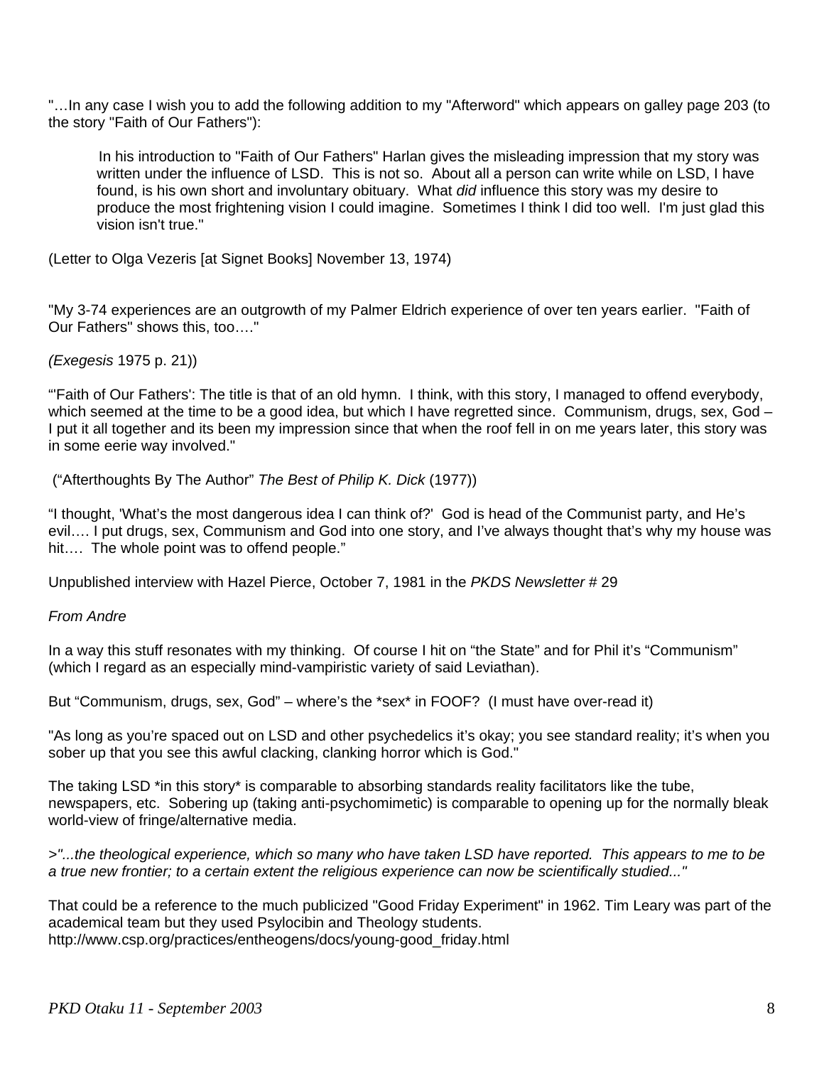"…In any case I wish you to add the following addition to my "Afterword" which appears on galley page 203 (to the story "Faith of Our Fathers"):

> In his introduction to "Faith of Our Fathers" Harlan gives the misleading impression that my story was written under the influence of LSD. This is not so. About all a person can write while on LSD, I have found, is his own short and involuntary obituary. What *did* influence this story was my desire to produce the most frightening vision I could imagine. Sometimes I think I did too well. I'm just glad this vision isn't true."

(Letter to Olga Vezeris [at Signet Books] November 13, 1974)

"My 3-74 experiences are an outgrowth of my Palmer Eldrich experience of over ten years earlier. "Faith of Our Fathers" shows this, too…."

*(Exegesis* 1975 p. 21))

"'Faith of Our Fathers': The title is that of an old hymn. I think, with this story, I managed to offend everybody, which seemed at the time to be a good idea, but which I have regretted since. Communism, drugs, sex, God – I put it all together and its been my impression since that when the roof fell in on me years later, this story was in some eerie way involved."

("Afterthoughts By The Author" *The Best of Philip K. Dick* (1977))

"I thought, 'What's the most dangerous idea I can think of?' God is head of the Communist party, and He's evil…. I put drugs, sex, Communism and God into one story, and I've always thought that's why my house was hit…. The whole point was to offend people."

Unpublished interview with Hazel Pierce, October 7, 1981 in the *PKDS Newsletter* # 29

*From Andre*

In a way this stuff resonates with my thinking. Of course I hit on "the State" and for Phil it's "Communism" (which I regard as an especially mind-vampiristic variety of said Leviathan).

But "Communism, drugs, sex, God" – where's the *sex* in FOOF? (I must have over-read it)

"As long as you're spaced out on LSD and other psychedelics it's okay; you see standard reality; it's when you sober up that you see this awful clacking, clanking horror which is God."

The taking LSD *in this story* is comparable to absorbing standards reality facilitators like the tube, newspapers, etc. Sobering up (taking anti-psychomimetic) is comparable to opening up for the normally bleak world-view of fringe/alternative media.

>*"...the theological experience, which so many who have taken LSD have reported. This appears to me to be a true new frontier; to a certain extent the religious experience can now be scientifically studied..."*

That could be a reference to the much publicized "Good Friday Experiment" in 1962. Tim Leary was part of the academical team but they used Psylocibin and Theology students.
http://www.csp.org/practices/entheogens/docs/young-good_friday.html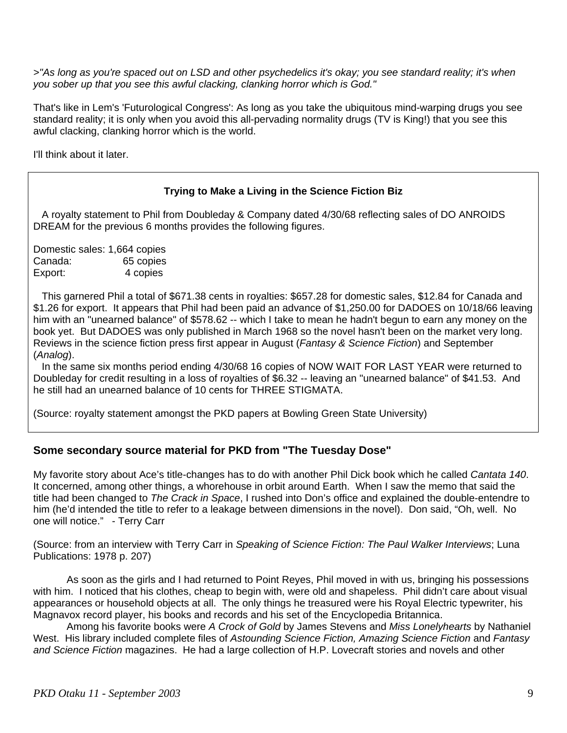>*"As long as you're spaced out on LSD and other psychedelics it's okay; you see standard reality; it's when you sober up that you see this awful clacking, clanking horror which is God."*

That's like in Lem's 'Futurological Congress': As long as you take the ubiquitous mind-warping drugs you see standard reality; it is only when you avoid this all-pervading normality drugs (TV is King!) that you see this awful clacking, clanking horror which is the world.

I'll think about it later.

**Trying to Make a Living in the Science Fiction Biz**

A royalty statement to Phil from Doubleday & Company dated 4/30/68 reflecting sales of DO ANROIDS DREAM for the previous 6 months provides the following figures.

Domestic sales: 1,664 copies
Canada: 65 copies
Export: 4 copies

This garnered Phil a total of $671.38 cents in royalties: $657.28 for domestic sales, $12.84 for Canada and $1.26 for export. It appears that Phil had been paid an advance of $1,250.00 for DADOES on 10/18/66 leaving him with an "unearned balance" of $578.62 -- which I take to mean he hadn't begun to earn any money on the book yet. But DADOES was only published in March 1968 so the novel hasn't been on the market very long. Reviews in the science fiction press first appear in August (*Fantasy & Science Fiction*) and September (*Analog*).

In the same six months period ending 4/30/68 16 copies of NOW WAIT FOR LAST YEAR were returned to Doubleday for credit resulting in a loss of royalties of $6.32 -- leaving an "unearned balance" of $41.53. And he still had an unearned balance of 10 cents for THREE STIGMATA.

(Source: royalty statement amongst the PKD papers at Bowling Green State University)

### Some secondary source material for PKD from "The Tuesday Dose"

My favorite story about Ace's title-changes has to do with another Phil Dick book which he called *Cantata 140*. It concerned, among other things, a whorehouse in orbit around Earth. When I saw the memo that said the title had been changed to *The Crack in Space*, I rushed into Don's office and explained the double-entendre to him (he'd intended the title to refer to a leakage between dimensions in the novel). Don said, "Oh, well. No one will notice." - Terry Carr

(Source: from an interview with Terry Carr in *Speaking of Science Fiction: The Paul Walker Interviews*; Luna Publications: 1978 p. 207)

As soon as the girls and I had returned to Point Reyes, Phil moved in with us, bringing his possessions with him. I noticed that his clothes, cheap to begin with, were old and shapeless. Phil didn't care about visual appearances or household objects at all. The only things he treasured were his Royal Electric typewriter, his Magnavox record player, his books and records and his set of the Encyclopedia Britannica.

Among his favorite books were *A Crock of Gold* by James Stevens and *Miss Lonelyhearts* by Nathaniel West. His library included complete files of *Astounding Science Fiction, Amazing Science Fiction* and *Fantasy and Science Fiction* magazines. He had a large collection of H.P. Lovecraft stories and novels and other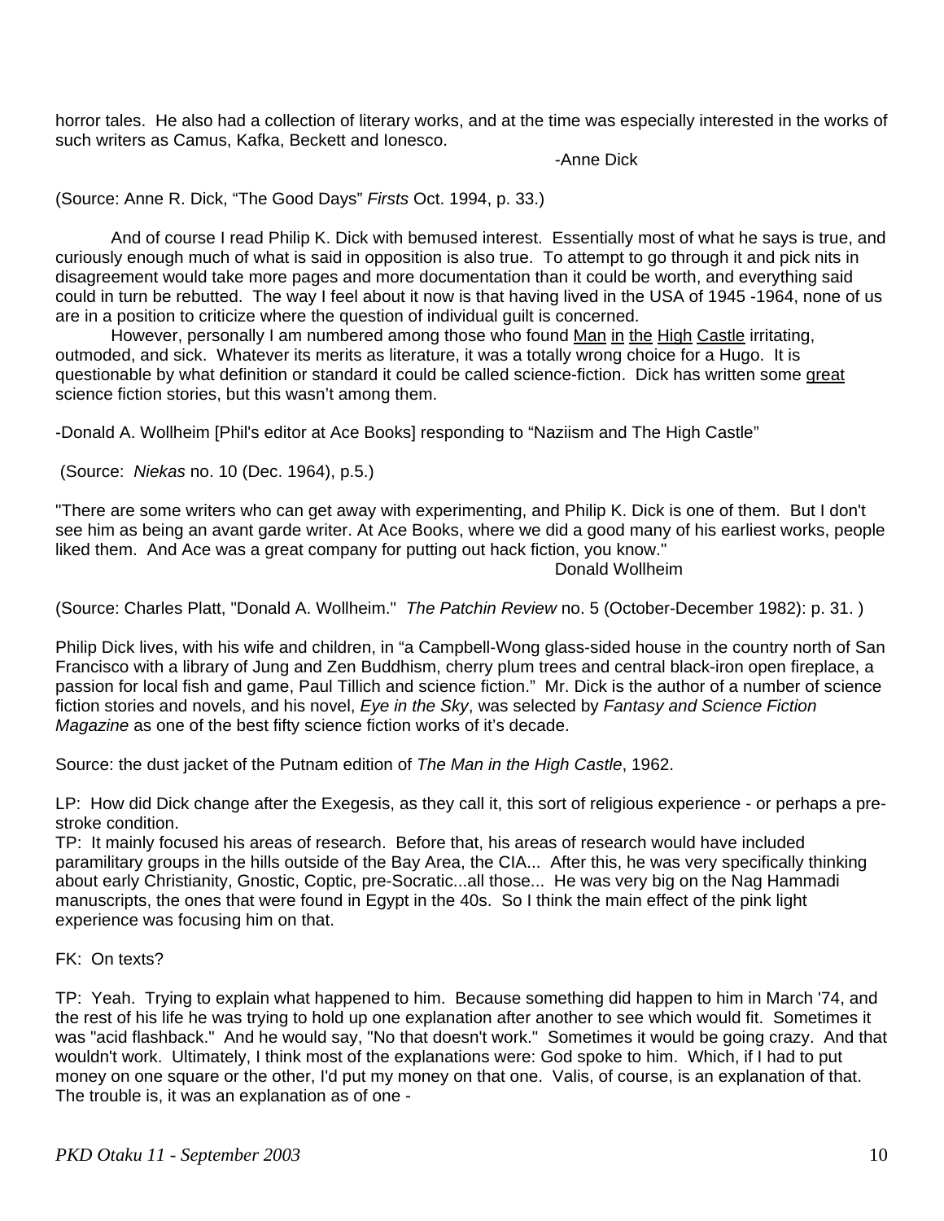horror tales. He also had a collection of literary works, and at the time was especially interested in the works of such writers as Camus, Kafka, Beckett and Ionesco.

-Anne Dick

(Source: Anne R. Dick, “The Good Days” *Firsts* Oct. 1994, p. 33.)

And of course I read Philip K. Dick with bemused interest. Essentially most of what he says is true, and curiously enough much of what is said in opposition is also true. To attempt to go through it and pick nits in disagreement would take more pages and more documentation than it could be worth, and everything said could in turn be rebutted. The way I feel about it now is that having lived in the USA of 1945 -1964, none of us are in a position to criticize where the question of individual guilt is concerned.

However, personally I am numbered among those who found <u>Man</u> <u>in</u> <u>the</u> <u>High</u> <u>Castle</u> irritating, outmoded, and sick. Whatever its merits as literature, it was a totally wrong choice for a Hugo. It is questionable by what definition or standard it could be called science-fiction. Dick has written some <u>great</u> science fiction stories, but this wasn’t among them.

-Donald A. Wollheim [Phil's editor at Ace Books] responding to “Naziism and The High Castle”

(Source: *Niekas* no. 10 (Dec. 1964), p.5.)

"There are some writers who can get away with experimenting, and Philip K. Dick is one of them. But I don't see him as being an avant garde writer. At Ace Books, where we did a good many of his earliest works, people liked them. And Ace was a great company for putting out hack fiction, you know."

Donald Wollheim

(Source: Charles Platt, "Donald A. Wollheim." *The Patchin Review* no. 5 (October-December 1982): p. 31. )

Philip Dick lives, with his wife and children, in “a Campbell-Wong glass-sided house in the country north of San Francisco with a library of Jung and Zen Buddhism, cherry plum trees and central black-iron open fireplace, a passion for local fish and game, Paul Tillich and science fiction.” Mr. Dick is the author of a number of science fiction stories and novels, and his novel, *Eye in the Sky*, was selected by *Fantasy and Science Fiction Magazine* as one of the best fifty science fiction works of it’s decade.

Source: the dust jacket of the Putnam edition of *The Man in the High Castle*, 1962.

LP: How did Dick change after the Exegesis, as they call it, this sort of religious experience - or perhaps a pre-stroke condition.
TP: It mainly focused his areas of research. Before that, his areas of research would have included paramilitary groups in the hills outside of the Bay Area, the CIA... After this, he was very specifically thinking about early Christianity, Gnostic, Coptic, pre-Socratic...all those... He was very big on the Nag Hammadi manuscripts, the ones that were found in Egypt in the 40s. So I think the main effect of the pink light experience was focusing him on that.

FK: On texts?

TP: Yeah. Trying to explain what happened to him. Because something did happen to him in March '74, and the rest of his life he was trying to hold up one explanation after another to see which would fit. Sometimes it was "acid flashback." And he would say, "No that doesn't work." Sometimes it would be going crazy. And that wouldn't work. Ultimately, I think most of the explanations were: God spoke to him. Which, if I had to put money on one square or the other, I'd put my money on that one. Valis, of course, is an explanation of that. The trouble is, it was an explanation as of one -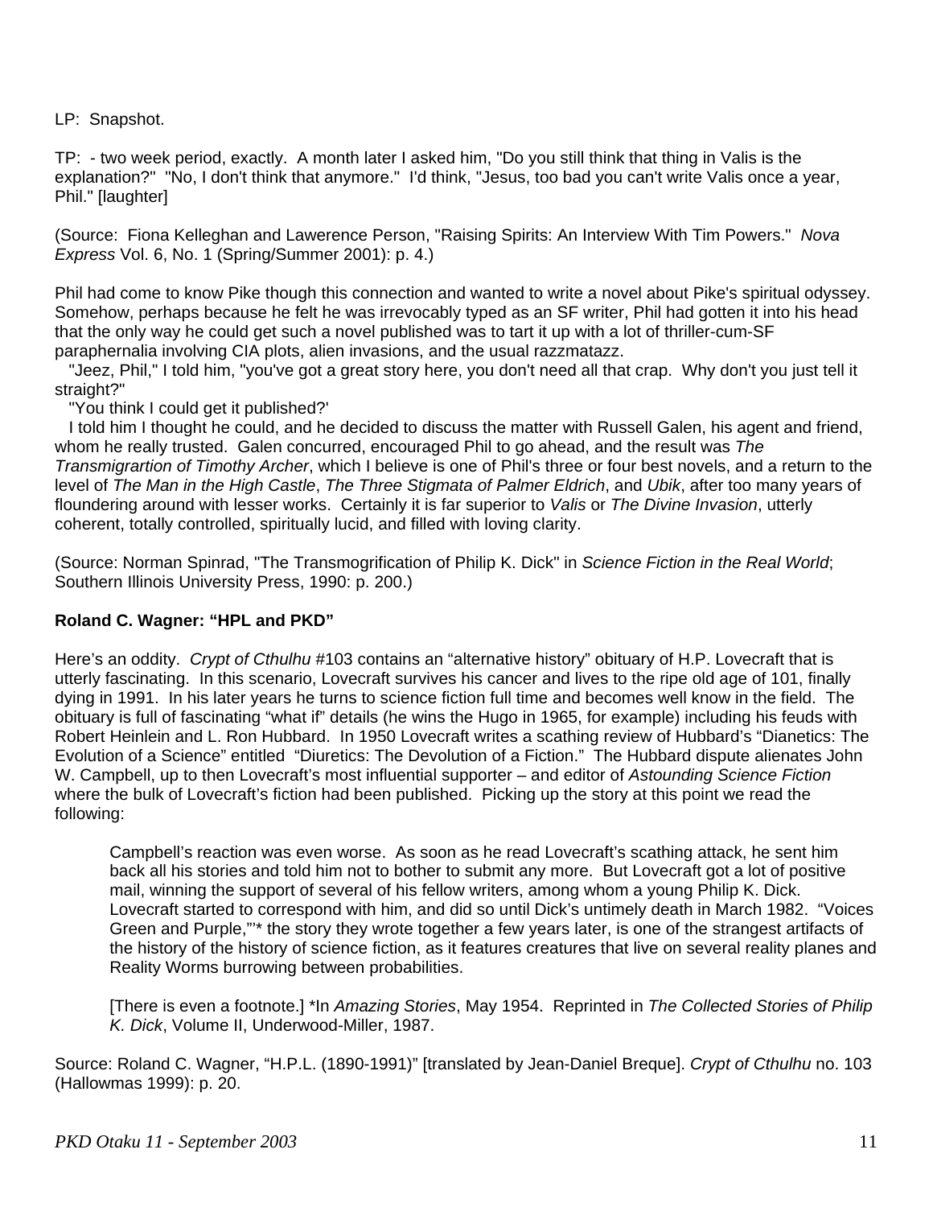LP: Snapshot.

TP: - two week period, exactly. A month later I asked him, "Do you still think that thing in Valis is the explanation?" "No, I don't think that anymore." I'd think, "Jesus, too bad you can't write Valis once a year, Phil." [laughter]

(Source: Fiona Kelleghan and Lawerence Person, "Raising Spirits: An Interview With Tim Powers." *Nova Express* Vol. 6, No. 1 (Spring/Summer 2001): p. 4.)

Phil had come to know Pike though this connection and wanted to write a novel about Pike's spiritual odyssey. Somehow, perhaps because he felt he was irrevocably typed as an SF writer, Phil had gotten it into his head that the only way he could get such a novel published was to tart it up with a lot of thriller-cum-SF paraphernalia involving CIA plots, alien invasions, and the usual razzmatazz.

"Jeez, Phil," I told him, "you've got a great story here, you don't need all that crap. Why don't you just tell it straight?"

"You think I could get it published?'

I told him I thought he could, and he decided to discuss the matter with Russell Galen, his agent and friend, whom he really trusted. Galen concurred, encouraged Phil to go ahead, and the result was *The Transmigrartion of Timothy Archer*, which I believe is one of Phil's three or four best novels, and a return to the level of *The Man in the High Castle*, *The Three Stigmata of Palmer Eldrich*, and *Ubik*, after too many years of floundering around with lesser works. Certainly it is far superior to *Valis* or *The Divine Invasion*, utterly coherent, totally controlled, spiritually lucid, and filled with loving clarity.

(Source: Norman Spinrad, "The Transmogrification of Philip K. Dick" in *Science Fiction in the Real World*; Southern Illinois University Press, 1990: p. 200.)

**Roland C. Wagner: "HPL and PKD"**

Here's an oddity. *Crypt of Cthulhu* #103 contains an "alternative history" obituary of H.P. Lovecraft that is utterly fascinating. In this scenario, Lovecraft survives his cancer and lives to the ripe old age of 101, finally dying in 1991. In his later years he turns to science fiction full time and becomes well know in the field. The obituary is full of fascinating "what if" details (he wins the Hugo in 1965, for example) including his feuds with Robert Heinlein and L. Ron Hubbard. In 1950 Lovecraft writes a scathing review of Hubbard's "Dianetics: The Evolution of a Science" entitled "Diuretics: The Devolution of a Fiction." The Hubbard dispute alienates John W. Campbell, up to then Lovecraft's most influential supporter – and editor of *Astounding Science Fiction* where the bulk of Lovecraft's fiction had been published. Picking up the story at this point we read the following:

> Campbell's reaction was even worse. As soon as he read Lovecraft's scathing attack, he sent him back all his stories and told him not to bother to submit any more. But Lovecraft got a lot of positive mail, winning the support of several of his fellow writers, among whom a young Philip K. Dick. Lovecraft started to correspond with him, and did so until Dick's untimely death in March 1982. "Voices Green and Purple,"'* the story they wrote together a few years later, is one of the strangest artifacts of the history of the history of science fiction, as it features creatures that live on several reality planes and Reality Worms burrowing between probabilities.
>
> [There is even a footnote.] *In *Amazing Stories*, May 1954. Reprinted in *The Collected Stories of Philip K. Dick*, Volume II, Underwood-Miller, 1987.

Source: Roland C. Wagner, "H.P.L. (1890-1991)" [translated by Jean-Daniel Breque]. *Crypt of Cthulhu* no. 103 (Hallowmas 1999): p. 20.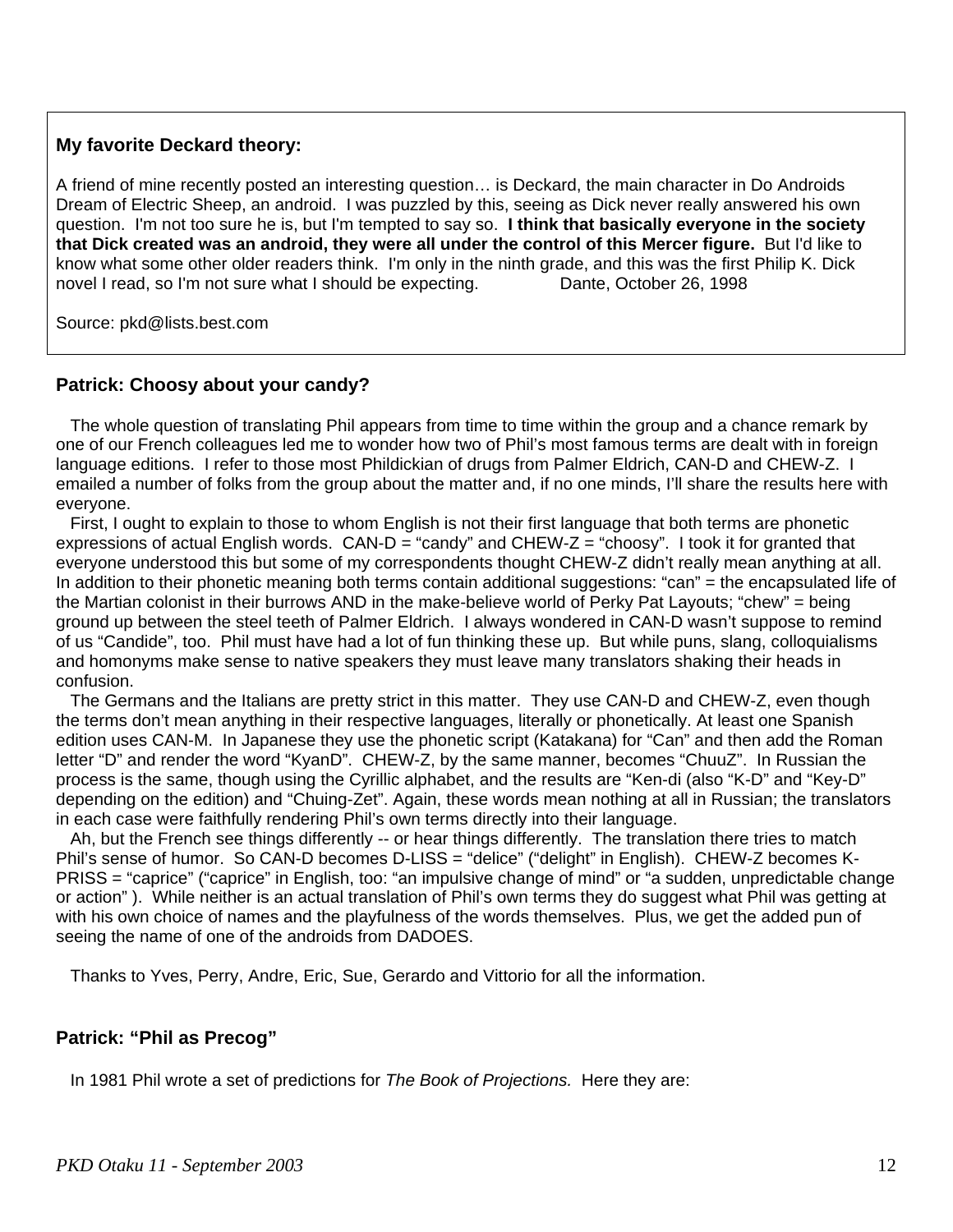**My favorite Deckard theory:**

A friend of mine recently posted an interesting question… is Deckard, the main character in Do Androids Dream of Electric Sheep, an android. I was puzzled by this, seeing as Dick never really answered his own question. I'm not too sure he is, but I'm tempted to say so. **I think that basically everyone in the society that Dick created was an android, they were all under the control of this Mercer figure.** But I'd like to know what some other older readers think. I'm only in the ninth grade, and this was the first Philip K. Dick novel I read, so I'm not sure what I should be expecting. Dante, October 26, 1998

Source: pkd@lists.best.com

### Patrick: Choosy about your candy?

The whole question of translating Phil appears from time to time within the group and a chance remark by one of our French colleagues led me to wonder how two of Phil's most famous terms are dealt with in foreign language editions. I refer to those most Phildickian of drugs from Palmer Eldrich, CAN-D and CHEW-Z. I emailed a number of folks from the group about the matter and, if no one minds, I'll share the results here with everyone.

First, I ought to explain to those to whom English is not their first language that both terms are phonetic expressions of actual English words. CAN-D = "candy" and CHEW-Z = "choosy". I took it for granted that everyone understood this but some of my correspondents thought CHEW-Z didn't really mean anything at all. In addition to their phonetic meaning both terms contain additional suggestions: "can" = the encapsulated life of the Martian colonist in their burrows AND in the make-believe world of Perky Pat Layouts; "chew" = being ground up between the steel teeth of Palmer Eldrich. I always wondered in CAN-D wasn't suppose to remind of us "Candide", too. Phil must have had a lot of fun thinking these up. But while puns, slang, colloquialisms and homonyms make sense to native speakers they must leave many translators shaking their heads in confusion.

The Germans and the Italians are pretty strict in this matter. They use CAN-D and CHEW-Z, even though the terms don't mean anything in their respective languages, literally or phonetically. At least one Spanish edition uses CAN-M. In Japanese they use the phonetic script (Katakana) for "Can" and then add the Roman letter "D" and render the word "KyanD". CHEW-Z, by the same manner, becomes "ChuuZ". In Russian the process is the same, though using the Cyrillic alphabet, and the results are "Ken-di (also "K-D" and "Key-D" depending on the edition) and "Chuing-Zet". Again, these words mean nothing at all in Russian; the translators in each case were faithfully rendering Phil's own terms directly into their language.

Ah, but the French see things differently -- or hear things differently. The translation there tries to match Phil's sense of humor. So CAN-D becomes D-LISS = "delice" ("delight" in English). CHEW-Z becomes K-PRISS = "caprice" ("caprice" in English, too: "an impulsive change of mind" or "a sudden, unpredictable change or action" ). While neither is an actual translation of Phil's own terms they do suggest what Phil was getting at with his own choice of names and the playfulness of the words themselves. Plus, we get the added pun of seeing the name of one of the androids from DADOES.

Thanks to Yves, Perry, Andre, Eric, Sue, Gerardo and Vittorio for all the information.

### Patrick: "Phil as Precog"

In 1981 Phil wrote a set of predictions for *The Book of Projections.* Here they are: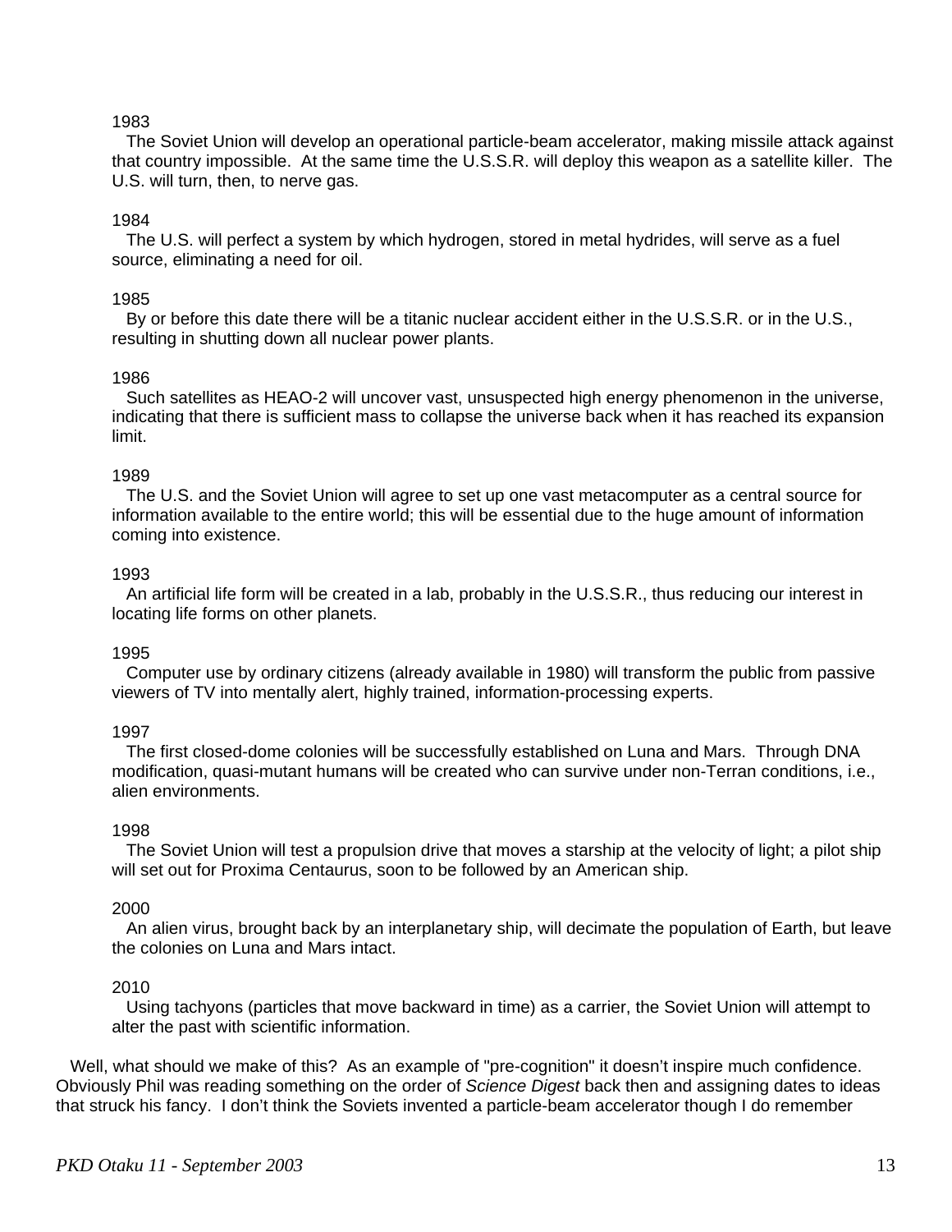1983

The Soviet Union will develop an operational particle-beam accelerator, making missile attack against that country impossible. At the same time the U.S.S.R. will deploy this weapon as a satellite killer. The U.S. will turn, then, to nerve gas.

1984

The U.S. will perfect a system by which hydrogen, stored in metal hydrides, will serve as a fuel source, eliminating a need for oil.

1985

By or before this date there will be a titanic nuclear accident either in the U.S.S.R. or in the U.S., resulting in shutting down all nuclear power plants.

1986

Such satellites as HEAO-2 will uncover vast, unsuspected high energy phenomenon in the universe, indicating that there is sufficient mass to collapse the universe back when it has reached its expansion limit.

1989

The U.S. and the Soviet Union will agree to set up one vast metacomputer as a central source for information available to the entire world; this will be essential due to the huge amount of information coming into existence.

1993

An artificial life form will be created in a lab, probably in the U.S.S.R., thus reducing our interest in locating life forms on other planets.

1995

Computer use by ordinary citizens (already available in 1980) will transform the public from passive viewers of TV into mentally alert, highly trained, information-processing experts.

1997

The first closed-dome colonies will be successfully established on Luna and Mars. Through DNA modification, quasi-mutant humans will be created who can survive under non-Terran conditions, i.e., alien environments.

1998

The Soviet Union will test a propulsion drive that moves a starship at the velocity of light; a pilot ship will set out for Proxima Centaurus, soon to be followed by an American ship.

2000

An alien virus, brought back by an interplanetary ship, will decimate the population of Earth, but leave the colonies on Luna and Mars intact.

2010

Using tachyons (particles that move backward in time) as a carrier, the Soviet Union will attempt to alter the past with scientific information.

Well, what should we make of this? As an example of "pre-cognition" it doesn't inspire much confidence. Obviously Phil was reading something on the order of *Science Digest* back then and assigning dates to ideas that struck his fancy. I don't think the Soviets invented a particle-beam accelerator though I do remember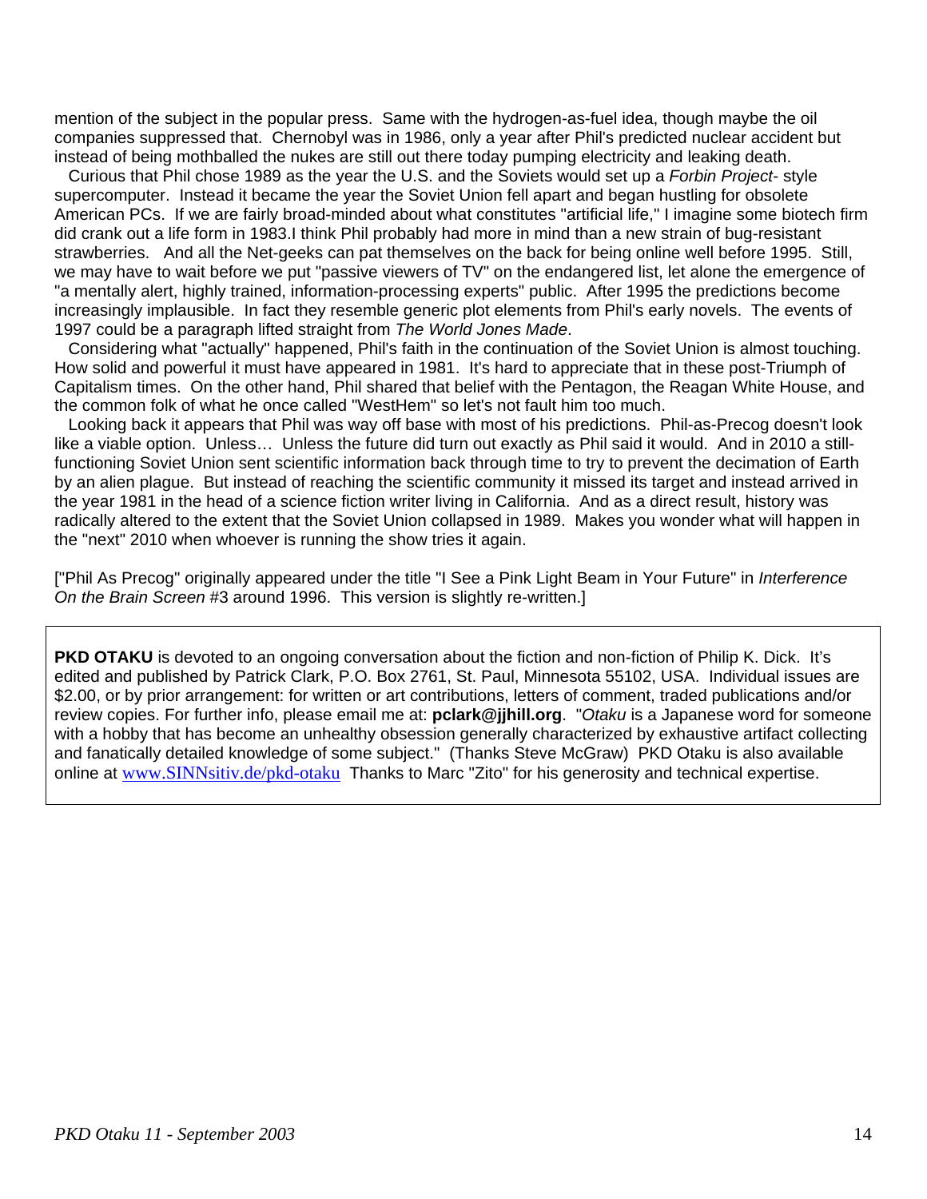mention of the subject in the popular press. Same with the hydrogen-as-fuel idea, though maybe the oil companies suppressed that. Chernobyl was in 1986, only a year after Phil's predicted nuclear accident but instead of being mothballed the nukes are still out there today pumping electricity and leaking death.

Curious that Phil chose 1989 as the year the U.S. and the Soviets would set up a *Forbin Project*- style supercomputer. Instead it became the year the Soviet Union fell apart and began hustling for obsolete American PCs. If we are fairly broad-minded about what constitutes "artificial life," I imagine some biotech firm did crank out a life form in 1983.I think Phil probably had more in mind than a new strain of bug-resistant strawberries. And all the Net-geeks can pat themselves on the back for being online well before 1995. Still, we may have to wait before we put "passive viewers of TV" on the endangered list, let alone the emergence of "a mentally alert, highly trained, information-processing experts" public. After 1995 the predictions become increasingly implausible. In fact they resemble generic plot elements from Phil's early novels. The events of 1997 could be a paragraph lifted straight from *The World Jones Made*.

Considering what "actually" happened, Phil's faith in the continuation of the Soviet Union is almost touching. How solid and powerful it must have appeared in 1981. It's hard to appreciate that in these post-Triumph of Capitalism times. On the other hand, Phil shared that belief with the Pentagon, the Reagan White House, and the common folk of what he once called "WestHem" so let's not fault him too much.

Looking back it appears that Phil was way off base with most of his predictions. Phil-as-Precog doesn't look like a viable option. Unless… Unless the future did turn out exactly as Phil said it would. And in 2010 a still-functioning Soviet Union sent scientific information back through time to try to prevent the decimation of Earth by an alien plague. But instead of reaching the scientific community it missed its target and instead arrived in the year 1981 in the head of a science fiction writer living in California. And as a direct result, history was radically altered to the extent that the Soviet Union collapsed in 1989. Makes you wonder what will happen in the "next" 2010 when whoever is running the show tries it again.

["Phil As Precog" originally appeared under the title "I See a Pink Light Beam in Your Future" in *Interference On the Brain Screen* #3 around 1996. This version is slightly re-written.]

**PKD OTAKU** is devoted to an ongoing conversation about the fiction and non-fiction of Philip K. Dick. It's edited and published by Patrick Clark, P.O. Box 2761, St. Paul, Minnesota 55102, USA. Individual issues are $2.00, or by prior arrangement: for written or art contributions, letters of comment, traded publications and/or review copies. For further info, please email me at: **pclark@jjhill.org**. "*Otaku* is a Japanese word for someone with a hobby that has become an unhealthy obsession generally characterized by exhaustive artifact collecting and fanatically detailed knowledge of some subject." (Thanks Steve McGraw) PKD Otaku is also available online at www.SINNsitiv.de/pkd-otaku Thanks to Marc "Zito" for his generosity and technical expertise.